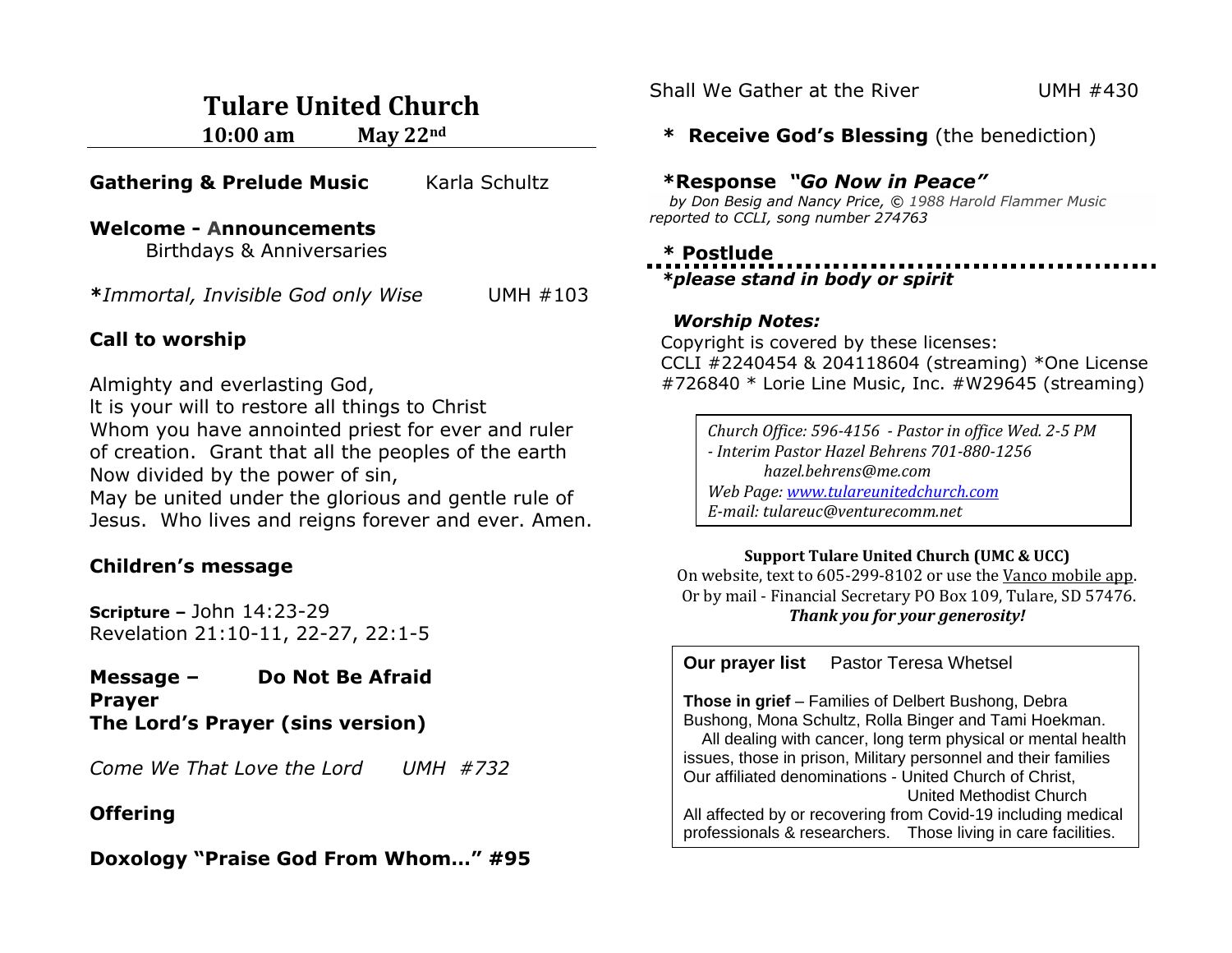# Tulare United Church

**10:00 am May 22nd**

**Gathering & Prelude Music** Karla Schultz

**Welcome - Announcements**
Birthdays & Anniversaries

**\***_Immortal, Invisible God only Wise_ UMH #103

**Call to worship**

Almighty and everlasting God,
It is your will to restore all things to Christ
Whom you have annointed priest for ever and ruler of creation. Grant that all the peoples of the earth
Now divided by the power of sin,
May be united under the glorious and gentle rule of Jesus. Who lives and reigns forever and ever. Amen.

**Children's message**

**Scripture –** John 14:23-29
Revelation 21:10-11, 22-27, 22:1-5

**Message – Do Not Be Afraid**
**Prayer**
**The Lord's Prayer (sins version)**

_Come We That Love the Lord UMH #732_

**Offering**

**Doxology "Praise God From Whom…" #95**

Shall We Gather at the River UMH #430

**\* Receive God's Blessing** (the benediction)

**\*Response _"Go Now in Peace"_**
_by Don Besig and Nancy Price, © 1988 Harold Flammer Music reported to CCLI, song number 274763_

**\* Postlude**

**_\*please stand in body or spirit_**

**_Worship Notes:_**
Copyright is covered by these licenses:
CCLI #2240454 & 204118604 (streaming) \*One License #726840 \* Lorie Line Music, Inc. #W29645 (streaming)

_Church Office: 596-4156 - Pastor in office Wed. 2-5 PM_
_- Interim Pastor Hazel Behrens 701-880-1256_
_hazel.behrens@me.com_
_Web Page: www.tulareunitedchurch.com_
_E-mail: tulareuc@venturecomm.net_

**Support Tulare United Church (UMC & UCC)**
On website, text to 605-299-8102 or use the Vanco mobile app.
Or by mail - Financial Secretary PO Box 109, Tulare, SD 57476.
**_Thank you for your generosity!_**

**Our prayer list** Pastor Teresa Whetsel

**Those in grief** – Families of Delbert Bushong, Debra Bushong, Mona Schultz, Rolla Binger and Tami Hoekman.
All dealing with cancer, long term physical or mental health issues, those in prison, Military personnel and their families
Our affiliated denominations - United Church of Christ, United Methodist Church
All affected by or recovering from Covid-19 including medical professionals & researchers. Those living in care facilities.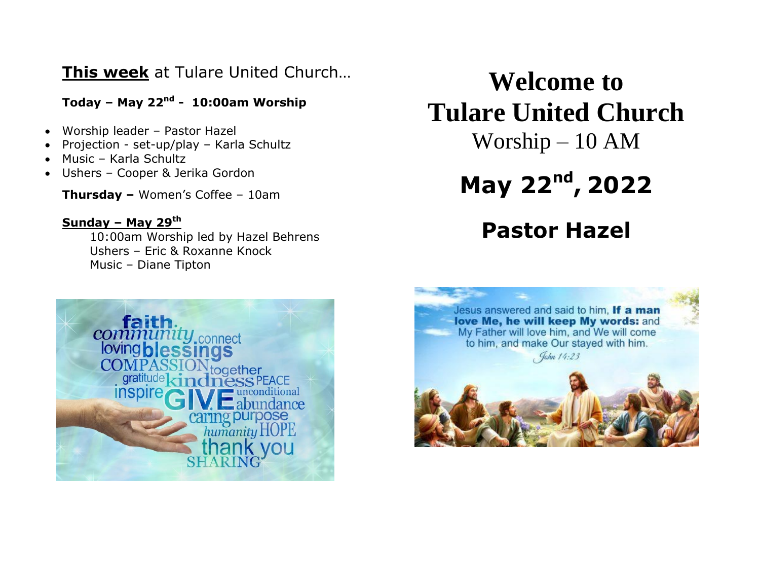**This week** at Tulare United Church…

**Today – May 22nd - 10:00am Worship**

- Worship leader – Pastor Hazel
- Projection - set-up/play – Karla Schultz
- Music – Karla Schultz
- Ushers – Cooper & Jerika Gordon

**Thursday –** Women's Coffee – 10am

**Sunday – May 29th**

10:00am Worship led by Hazel Behrens
Ushers – Eric & Roxanne Knock
Music – Diane Tipton

# Welcome to Tulare United Church

Worship – 10 AM

## May 22nd, 2022

## Pastor Hazel